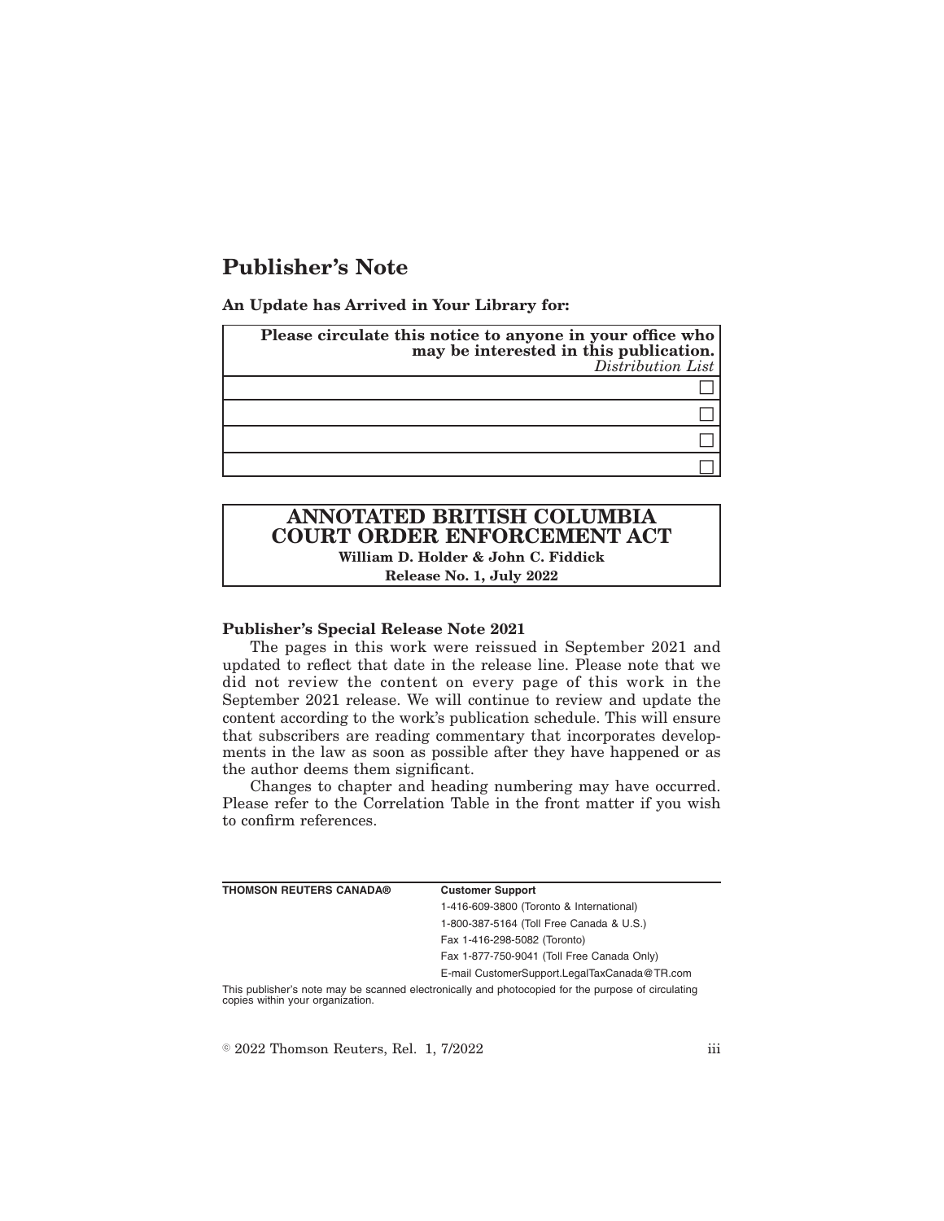# Publisher's Note

**An Update has Arrived in Your Library for:**

| **Please circulate this notice to anyone in your office who may be interested in this publication.** *Distribution List* |
| --- |
| ☐ |
| ☐ |
| ☐ |
| ☐ |

## ANNOTATED BRITISH COLUMBIA COURT ORDER ENFORCEMENT ACT

**William D. Holder & John C. Fiddick**

**Release No. 1, July 2022**

### Publisher's Special Release Note 2021

The pages in this work were reissued in September 2021 and updated to reflect that date in the release line. Please note that we did not review the content on every page of this work in the September 2021 release. We will continue to review and update the content according to the work's publication schedule. This will ensure that subscribers are reading commentary that incorporates developments in the law as soon as possible after they have happened or as the author deems them significant.

Changes to chapter and heading numbering may have occurred. Please refer to the Correlation Table in the front matter if you wish to confirm references.

**THOMSON REUTERS CANADA®**

**Customer Support**

1-416-609-3800 (Toronto & International)

1-800-387-5164 (Toll Free Canada & U.S.)

Fax 1-416-298-5082 (Toronto)

Fax 1-877-750-9041 (Toll Free Canada Only)

E-mail CustomerSupport.LegalTaxCanada@TR.com

This publisher's note may be scanned electronically and photocopied for the purpose of circulating copies within your organization.

© 2022 Thomson Reuters, Rel. 1, 7/2022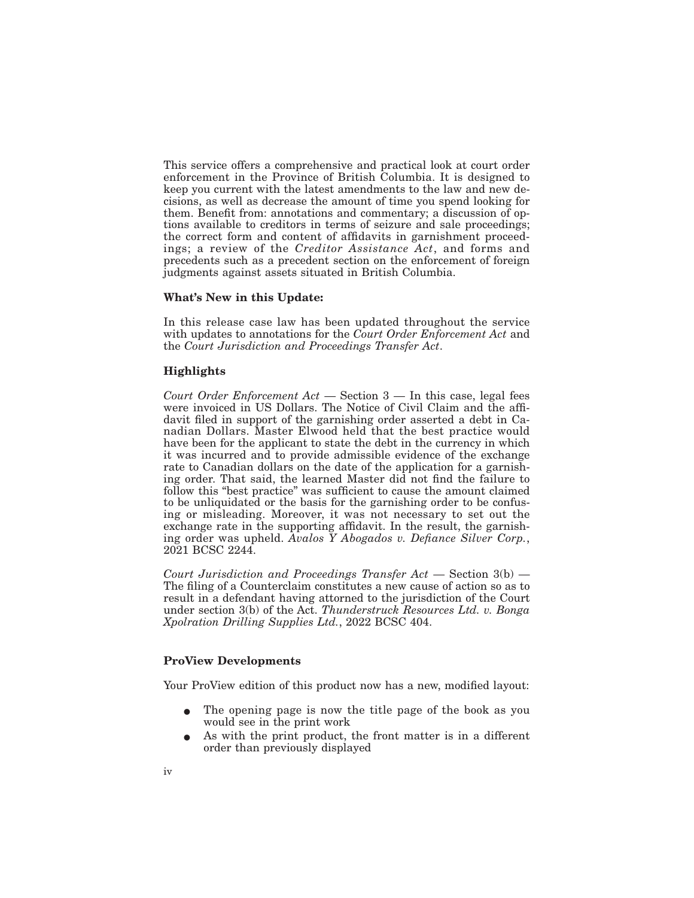This service offers a comprehensive and practical look at court order enforcement in the Province of British Columbia. It is designed to keep you current with the latest amendments to the law and new decisions, as well as decrease the amount of time you spend looking for them. Benefit from: annotations and commentary; a discussion of options available to creditors in terms of seizure and sale proceedings; the correct form and content of affidavits in garnishment proceedings; a review of the *Creditor Assistance Act*, and forms and precedents such as a precedent section on the enforcement of foreign judgments against assets situated in British Columbia.

**What's New in this Update:**

In this release case law has been updated throughout the service with updates to annotations for the *Court Order Enforcement Act* and the *Court Jurisdiction and Proceedings Transfer Act*.

**Highlights**

*Court Order Enforcement Act* — Section 3 — In this case, legal fees were invoiced in US Dollars. The Notice of Civil Claim and the affidavit filed in support of the garnishing order asserted a debt in Canadian Dollars. Master Elwood held that the best practice would have been for the applicant to state the debt in the currency in which it was incurred and to provide admissible evidence of the exchange rate to Canadian dollars on the date of the application for a garnishing order. That said, the learned Master did not find the failure to follow this "best practice" was sufficient to cause the amount claimed to be unliquidated or the basis for the garnishing order to be confusing or misleading. Moreover, it was not necessary to set out the exchange rate in the supporting affidavit. In the result, the garnishing order was upheld. *Avalos Y Abogados v. Defiance Silver Corp.*, 2021 BCSC 2244.

*Court Jurisdiction and Proceedings Transfer Act* — Section 3(b) — The filing of a Counterclaim constitutes a new cause of action so as to result in a defendant having attorned to the jurisdiction of the Court under section 3(b) of the Act. *Thunderstruck Resources Ltd. v. Bonga Xpolration Drilling Supplies Ltd.*, 2022 BCSC 404.

**ProView Developments**

Your ProView edition of this product now has a new, modified layout:

- The opening page is now the title page of the book as you would see in the print work
- As with the print product, the front matter is in a different order than previously displayed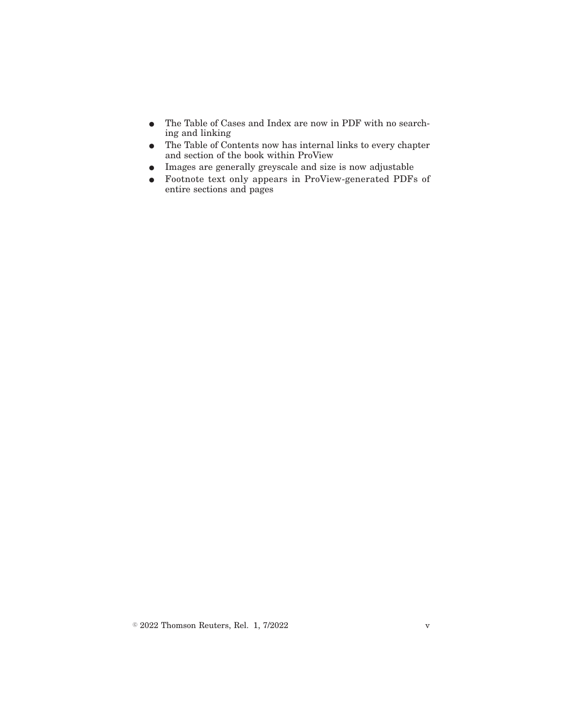- The Table of Cases and Index are now in PDF with no searching and linking
- The Table of Contents now has internal links to every chapter and section of the book within ProView
- Images are generally greyscale and size is now adjustable
- Footnote text only appears in ProView-generated PDFs of entire sections and pages